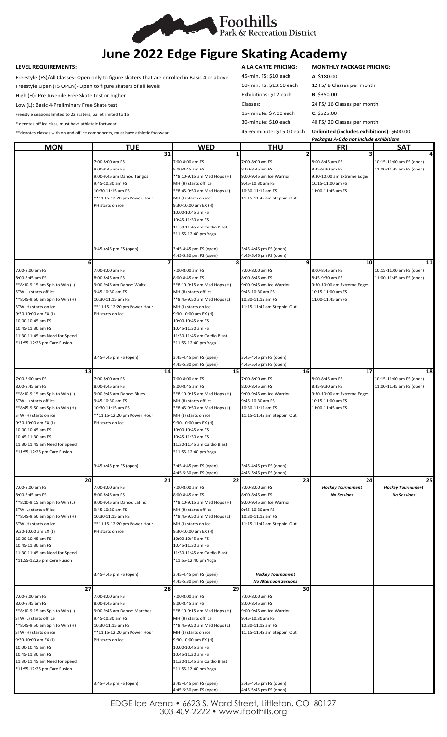Foothills Park & Recreation District

# June 2022 Edge Figure Skating Academy

**LEVEL REQUIREMENTS:**

Freestyle (FS)/All Classes- Open only to figure skaters that are enrolled in Basic 4 or above
Freestyle Open (FS OPEN)- Open to figure skaters of all levels
High (H): Pre Juvenile Free Skate test or higher
Low (L): Basic 4-Preliminary Free Skate test
Freestyle sessions limited to 22 skaters, ballet limited to 15
* denotes off ice class, must have athleteic footwear
**denotes classes with on and off ice components, must have athletic footwear

**A LA CARTE PRICING:**

45-min. FS: $10 each
60-min. FS: $13.50 each
Exhibitions: $12 each
Classes:
15-minute: $7.00 each
30-minute: $10 each
45-65 minute: $15.00 each

**MONTHLY PACKAGE PRICING:**

**A**: $180.00
12 FS/ 8 Classes per month
**B**: $350.00
24 FS/ 16 Classes per month
**C**: $525.00
40 FS/ 20 Classes per month
**Unlimited (includes exhibitions)**: $600.00
*Packages A-C do not include exhibitions*

| MON | TUE | WED | THU | FRI | SAT |
|---|---|---|---|---|---|
| | 31 | 1 | 2 | 3 | 4 |
| | 7:00-8:00 am FS<br>8:00-8:45 am FS<br>9:00-9:45 am Dance: Tangos<br>9:45-10:30 am FS<br>10:30-11:15 am FS<br>**11:15-12:20 pm Power Hour<br>PH starts on ice<br><br>3:45-4:45 pm FS (open) | 7:00-8:00 am FS<br>8:00-8:45 am FS<br>**8:10-9:15 am Mad Hops (H)<br>MH (H) starts off ice<br>**8:45-9:50 am Mad Hops (L)<br>MH (L) starts on ice<br>9:30-10:00 am EX (H)<br>10:00-10:45 am FS<br>10:45-11:30 am FS<br>11:30-11:45 am Cardio Blast<br>*11:55-12:40 pm Yoga<br><br>3:45-4:45 pm FS (open)<br>4:45-5:30 pm FS (open) | 7:00-8:00 am FS<br>8:00-8:45 am FS<br>9:00-9:45 am Ice Warrior<br>9:45-10:30 am FS<br>10:30-11:15 am FS<br>11:15-11:45 am Steppin' Out<br><br>3:45-4:45 pm FS (open)<br>4:45-5:45 pm FS (open) | 8:00-8:45 am FS<br>8:45-9:30 am FS<br>9:30-10:00 am Extreme Edges<br>10:15-11:00 am FS<br>11:00-11:45 am FS | 10:15-11:00 am FS (open)<br>11:00-11:45 am FS (open) |
| 6 | 7 | 8 | 9 | 10 | 11 |
| 7:00-8:00 am FS<br>8:00-8:45 am FS<br>**8:10-9:15 am Spin to Win (L)<br>STW (L) starts off ice<br>**8:45-9:50 am Spin to Win (H)<br>STW (H) starts on ice<br>9:30-10:00 am EX (L)<br>10:00-10:45 am FS<br>10:45-11:30 am FS<br>11:30-11:45 am Need for Speed<br>*11:55-12:25 pm Core Fusion | 7:00-8:00 am FS<br>8:00-8:45 am FS<br>9:00-9:45 am Dance: Waltz<br>9:45-10:30 am FS<br>10:30-11:15 am FS<br>**11:15-12:20 pm Power Hour<br>PH starts on ice<br><br>3:45-4:45 pm FS (open) | 7:00-8:00 am FS<br>8:00-8:45 am FS<br>**8:10-9:15 am Mad Hops (H)<br>MH (H) starts off ice<br>**8:45-9:50 am Mad Hops (L)<br>MH (L) starts on ice<br>9:30-10:00 am EX (H)<br>10:00-10:45 am FS<br>10:45-11:30 am FS<br>11:30-11:45 am Cardio Blast<br>*11:55-12:40 pm Yoga<br><br>3:45-4:45 pm FS (open)<br>4:45-5:30 pm FS (open) | 7:00-8:00 am FS<br>8:00-8:45 am FS<br>9:00-9:45 am Ice Warrior<br>9:45-10:30 am FS<br>10:30-11:15 am FS<br>11:15-11:45 am Steppin' Out<br><br>3:45-4:45 pm FS (open)<br>4:45-5:45 pm FS (open) | 8:00-8:45 am FS<br>8:45-9:30 am FS<br>9:30-10:00 am Extreme Edges<br>10:15-11:00 am FS<br>11:00-11:45 am FS | 10:15-11:00 am FS (open)<br>11:00-11:45 am FS (open) |
| 13 | 14 | 15 | 16 | 17 | 18 |
| 7:00-8:00 am FS<br>8:00-8:45 am FS<br>**8:10-9:15 am Spin to Win (L)<br>STW (L) starts off ice<br>**8:45-9:50 am Spin to Win (H)<br>STW (H) starts on ice<br>9:30-10:00 am EX (L)<br>10:00-10:45 am FS<br>10:45-11:30 am FS<br>11:30-11:45 am Need for Speed<br>*11:55-12:25 pm Core Fusion | 7:00-8:00 am FS<br>8:00-8:45 am FS<br>9:00-9:45 am Dance: Blues<br>9:45-10:30 am FS<br>10:30-11:15 am FS<br>**11:15-12:20 pm Power Hour<br>PH starts on ice<br><br>3:45-4:45 pm FS (open) | 7:00-8:00 am FS<br>8:00-8:45 am FS<br>**8:10-9:15 am Mad Hops (H)<br>MH (H) starts off ice<br>**8:45-9:50 am Mad Hops (L)<br>MH (L) starts on ice<br>9:30-10:00 am EX (H)<br>10:00-10:45 am FS<br>10:45-11:30 am FS<br>11:30-11:45 am Cardio Blast<br>*11:55-12:40 pm Yoga<br><br>3:45-4:45 pm FS (open)<br>4:45-5:30 pm FS (open) | 7:00-8:00 am FS<br>8:00-8:45 am FS<br>9:00-9:45 am Ice Warrior<br>9:45-10:30 am FS<br>10:30-11:15 am FS<br>11:15-11:45 am Steppin' Out<br><br>3:45-4:45 pm FS (open)<br>4:45-5:45 pm FS (open) | 8:00-8:45 am FS<br>8:45-9:30 am FS<br>9:30-10:00 am Extreme Edges<br>10:15-11:00 am FS<br>11:00-11:45 am FS | 10:15-11:00 am FS (open)<br>11:00-11:45 am FS (open) |
| 20 | 21 | 22 | 23 | 24 | 25 |
| 7:00-8:00 am FS<br>8:00-8:45 am FS<br>**8:10-9:15 am Spin to Win (L)<br>STW (L) starts off ice<br>**8:45-9:50 am Spin to Win (H)<br>STW (H) starts on ice<br>9:30-10:00 am EX (L)<br>10:00-10:45 am FS<br>10:45-11:30 am FS<br>11:30-11:45 am Need for Speed<br>*11:55-12:25 pm Core Fusion | 7:00-8:00 am FS<br>8:00-8:45 am FS<br>9:00-9:45 am Dance: Latins<br>9:45-10:30 am FS<br>10:30-11:15 am FS<br>**11:15-12:20 pm Power Hour<br>PH starts on ice<br><br>3:45-4:45 pm FS (open) | 7:00-8:00 am FS<br>8:00-8:45 am FS<br>**8:10-9:15 am Mad Hops (H)<br>MH (H) starts off ice<br>**8:45-9:50 am Mad Hops (L)<br>MH (L) starts on ice<br>9:30-10:00 am EX (H)<br>10:00-10:45 am FS<br>10:45-11:30 am FS<br>11:30-11:45 am Cardio Blast<br>*11:55-12:40 pm Yoga<br><br>3:45-4:45 pm FS (open)<br>4:45-5:30 pm FS (open) | 7:00-8:00 am FS<br>8:00-8:45 am FS<br>9:00-9:45 am Ice Warrior<br>9:45-10:30 am FS<br>10:30-11:15 am FS<br>11:15-11:45 am Steppin' Out<br><br>***Hockey Tournament***<br>***No Afternoon Sessions*** | ***Hockey Tournament***<br>***No Sessions*** | ***Hockey Tournament***<br>***No Sessions*** |
| 27 | 28 | 29 | 30 | | |
| 7:00-8:00 am FS<br>8:00-8:45 am FS<br>**8:10-9:15 am Spin to Win (L)<br>STW (L) starts off ice<br>**8:45-9:50 am Spin to Win (H)<br>STW (H) starts on ice<br>9:30-10:00 am EX (L)<br>10:00-10:45 am FS<br>10:45-11:30 am FS<br>11:30-11:45 am Need for Speed<br>*11:55-12:25 pm Core Fusion | 7:00-8:00 am FS<br>8:00-8:45 am FS<br>9:00-9:45 am Dance: Marches<br>9:45-10:30 am FS<br>10:30-11:15 am FS<br>**11:15-12:20 pm Power Hour<br>PH starts on ice<br><br>3:45-4:45 pm FS (open) | 7:00-8:00 am FS<br>8:00-8:45 am FS<br>**8:10-9:15 am Mad Hops (H)<br>MH (H) starts off ice<br>**8:45-9:50 am Mad Hops (L)<br>MH (L) starts on ice<br>9:30-10:00 am EX (H)<br>10:00-10:45 am FS<br>10:45-11:30 am FS<br>11:30-11:45 am Cardio Blast<br>*11:55-12:40 pm Yoga<br><br>3:45-4:45 pm FS (open)<br>4:45-5:30 pm FS (open) | 7:00-8:00 am FS<br>8:00-8:45 am FS<br>9:00-9:45 am Ice Warrior<br>9:45-10:30 am FS<br>10:30-11:15 am FS<br>11:15-11:45 am Steppin' Out<br><br>3:45-4:45 pm FS (open)<br>4:45-5:45 pm FS (open) | | |

EDGE Ice Arena • 6623 S. Ward Street, Littleton, CO 80127
303-409-2222 • www.ifoothills.org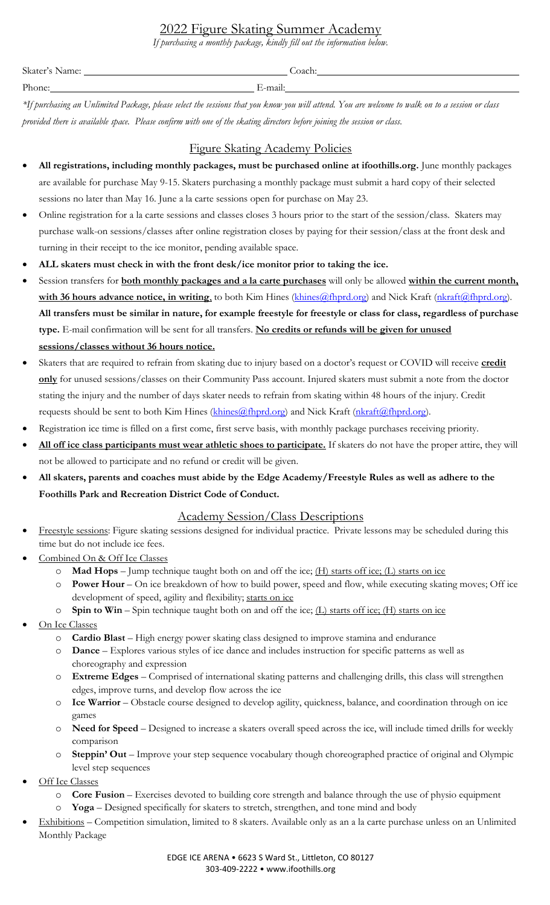# 2022 Figure Skating Summer Academy

*If purchasing a monthly package, kindly fill out the information below.*

Skater's Name: ______________________ Coach: ______________________

Phone: ______________________ E-mail: ______________________

*\*If purchasing an Unlimited Package, please select the sessions that you know you will attend. You are welcome to walk on to a session or class provided there is available space. Please confirm with one of the skating directors before joining the session or class.*

## Figure Skating Academy Policies

- **All registrations, including monthly packages, must be purchased online at ifoothills.org.** June monthly packages are available for purchase May 9-15. Skaters purchasing a monthly package must submit a hard copy of their selected sessions no later than May 16. June a la carte sessions open for purchase on May 23.
- Online registration for a la carte sessions and classes closes 3 hours prior to the start of the session/class. Skaters may purchase walk-on sessions/classes after online registration closes by paying for their session/class at the front desk and turning in their receipt to the ice monitor, pending available space.
- **ALL skaters must check in with the front desk/ice monitor prior to taking the ice.**
- Session transfers for **both monthly packages and a la carte purchases** will only be allowed **within the current month, with 36 hours advance notice, in writing**, to both Kim Hines (khines@fhprd.org) and Nick Kraft (nkraft@fhprd.org). **All transfers must be similar in nature, for example freestyle for freestyle or class for class, regardless of purchase type.** E-mail confirmation will be sent for all transfers. **No credits or refunds will be given for unused sessions/classes without 36 hours notice.**
- Skaters that are required to refrain from skating due to injury based on a doctor's request or COVID will receive **credit only** for unused sessions/classes on their Community Pass account. Injured skaters must submit a note from the doctor stating the injury and the number of days skater needs to refrain from skating within 48 hours of the injury. Credit requests should be sent to both Kim Hines (khines@fhprd.org) and Nick Kraft (nkraft@fhprd.org).
- Registration ice time is filled on a first come, first serve basis, with monthly package purchases receiving priority.
- **All off ice class participants must wear athletic shoes to participate.** If skaters do not have the proper attire, they will not be allowed to participate and no refund or credit will be given.
- **All skaters, parents and coaches must abide by the Edge Academy/Freestyle Rules as well as adhere to the Foothills Park and Recreation District Code of Conduct.**

## Academy Session/Class Descriptions

- Freestyle sessions: Figure skating sessions designed for individual practice. Private lessons may be scheduled during this time but do not include ice fees.
- Combined On & Off Ice Classes
  - **Mad Hops** – Jump technique taught both on and off the ice; (H) starts off ice; (L) starts on ice
  - **Power Hour** – On ice breakdown of how to build power, speed and flow, while executing skating moves; Off ice development of speed, agility and flexibility; starts on ice
  - **Spin to Win** – Spin technique taught both on and off the ice; (L) starts off ice; (H) starts on ice
- On Ice Classes
  - **Cardio Blast** – High energy power skating class designed to improve stamina and endurance
  - **Dance** – Explores various styles of ice dance and includes instruction for specific patterns as well as choreography and expression
  - **Extreme Edges** – Comprised of international skating patterns and challenging drills, this class will strengthen edges, improve turns, and develop flow across the ice
  - **Ice Warrior** – Obstacle course designed to develop agility, quickness, balance, and coordination through on ice games
  - **Need for Speed** – Designed to increase a skaters overall speed across the ice, will include timed drills for weekly comparison
  - **Steppin' Out** – Improve your step sequence vocabulary though choreographed practice of original and Olympic level step sequences
- Off Ice Classes
  - **Core Fusion** – Exercises devoted to building core strength and balance through the use of physio equipment
  - **Yoga** – Designed specifically for skaters to stretch, strengthen, and tone mind and body
- Exhibitions – Competition simulation, limited to 8 skaters. Available only as an a la carte purchase unless on an Unlimited Monthly Package

EDGE ICE ARENA • 6623 S Ward St., Littleton, CO 80127
303-409-2222 • www.ifoothills.org